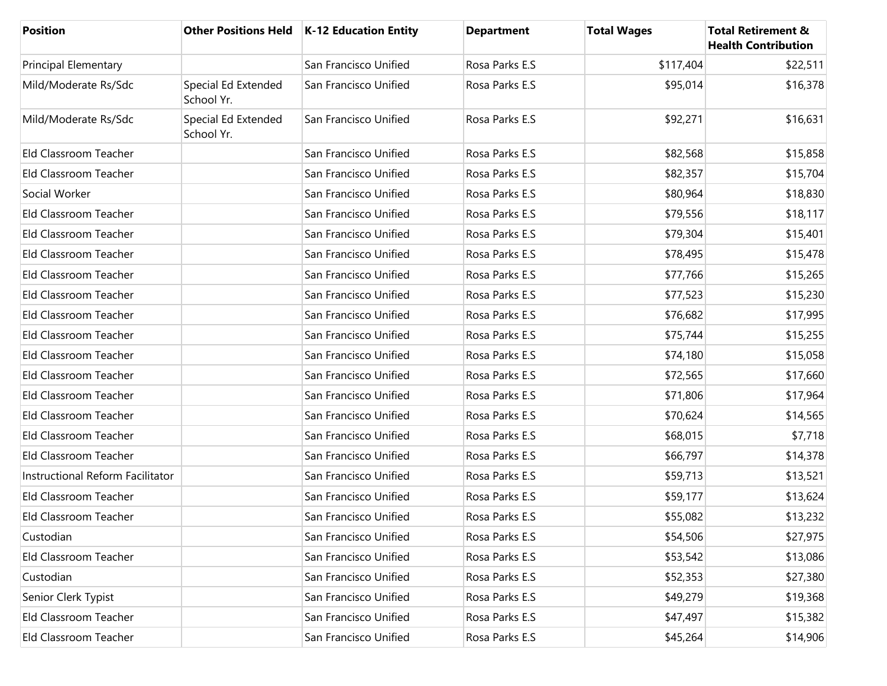| Position | Other Positions Held | K-12 Education Entity | Department | Total Wages | Total Retirement & Health Contribution |
|---|---|---|---|---|---|
| Principal Elementary | | San Francisco Unified | Rosa Parks E.S | $117,404 | $22,511 |
| Mild/Moderate Rs/Sdc | Special Ed Extended School Yr. | San Francisco Unified | Rosa Parks E.S | $95,014 | $16,378 |
| Mild/Moderate Rs/Sdc | Special Ed Extended School Yr. | San Francisco Unified | Rosa Parks E.S | $92,271 | $16,631 |
| Eld Classroom Teacher | | San Francisco Unified | Rosa Parks E.S | $82,568 | $15,858 |
| Eld Classroom Teacher | | San Francisco Unified | Rosa Parks E.S | $82,357 | $15,704 |
| Social Worker | | San Francisco Unified | Rosa Parks E.S | $80,964 | $18,830 |
| Eld Classroom Teacher | | San Francisco Unified | Rosa Parks E.S | $79,556 | $18,117 |
| Eld Classroom Teacher | | San Francisco Unified | Rosa Parks E.S | $79,304 | $15,401 |
| Eld Classroom Teacher | | San Francisco Unified | Rosa Parks E.S | $78,495 | $15,478 |
| Eld Classroom Teacher | | San Francisco Unified | Rosa Parks E.S | $77,766 | $15,265 |
| Eld Classroom Teacher | | San Francisco Unified | Rosa Parks E.S | $77,523 | $15,230 |
| Eld Classroom Teacher | | San Francisco Unified | Rosa Parks E.S | $76,682 | $17,995 |
| Eld Classroom Teacher | | San Francisco Unified | Rosa Parks E.S | $75,744 | $15,255 |
| Eld Classroom Teacher | | San Francisco Unified | Rosa Parks E.S | $74,180 | $15,058 |
| Eld Classroom Teacher | | San Francisco Unified | Rosa Parks E.S | $72,565 | $17,660 |
| Eld Classroom Teacher | | San Francisco Unified | Rosa Parks E.S | $71,806 | $17,964 |
| Eld Classroom Teacher | | San Francisco Unified | Rosa Parks E.S | $70,624 | $14,565 |
| Eld Classroom Teacher | | San Francisco Unified | Rosa Parks E.S | $68,015 | $7,718 |
| Eld Classroom Teacher | | San Francisco Unified | Rosa Parks E.S | $66,797 | $14,378 |
| Instructional Reform Facilitator | | San Francisco Unified | Rosa Parks E.S | $59,713 | $13,521 |
| Eld Classroom Teacher | | San Francisco Unified | Rosa Parks E.S | $59,177 | $13,624 |
| Eld Classroom Teacher | | San Francisco Unified | Rosa Parks E.S | $55,082 | $13,232 |
| Custodian | | San Francisco Unified | Rosa Parks E.S | $54,506 | $27,975 |
| Eld Classroom Teacher | | San Francisco Unified | Rosa Parks E.S | $53,542 | $13,086 |
| Custodian | | San Francisco Unified | Rosa Parks E.S | $52,353 | $27,380 |
| Senior Clerk Typist | | San Francisco Unified | Rosa Parks E.S | $49,279 | $19,368 |
| Eld Classroom Teacher | | San Francisco Unified | Rosa Parks E.S | $47,497 | $15,382 |
| Eld Classroom Teacher | | San Francisco Unified | Rosa Parks E.S | $45,264 | $14,906 |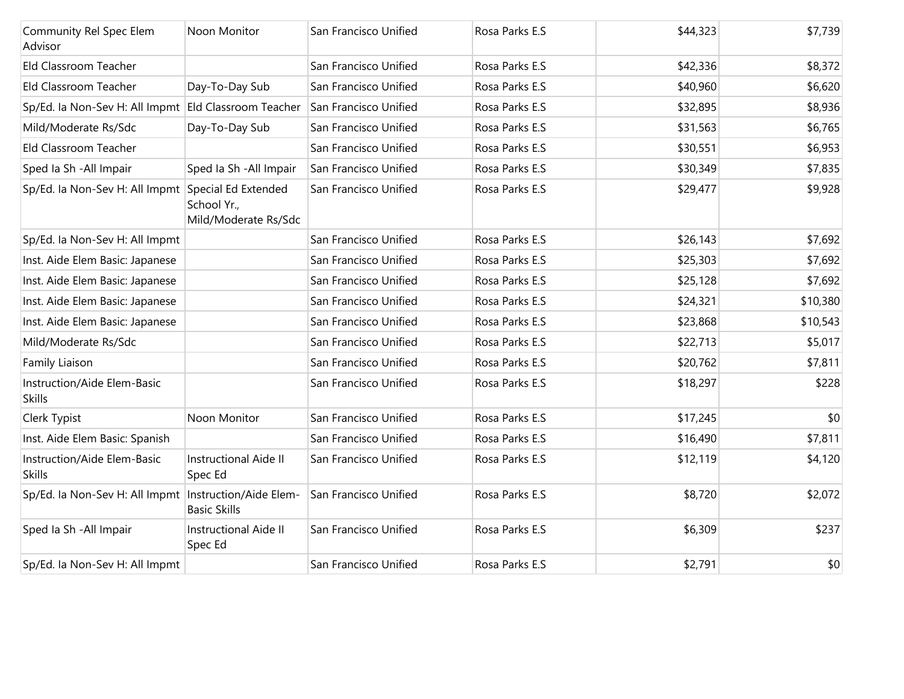| | | | | | |
|---|---|---|---|---|---|
| Community Rel Spec Elem Advisor | Noon Monitor | San Francisco Unified | Rosa Parks E.S | $44,323 | $7,739 |
| Eld Classroom Teacher | | San Francisco Unified | Rosa Parks E.S | $42,336 | $8,372 |
| Eld Classroom Teacher | Day-To-Day Sub | San Francisco Unified | Rosa Parks E.S | $40,960 | $6,620 |
| Sp/Ed. Ia Non-Sev H: All Impmt | Eld Classroom Teacher | San Francisco Unified | Rosa Parks E.S | $32,895 | $8,936 |
| Mild/Moderate Rs/Sdc | Day-To-Day Sub | San Francisco Unified | Rosa Parks E.S | $31,563 | $6,765 |
| Eld Classroom Teacher | | San Francisco Unified | Rosa Parks E.S | $30,551 | $6,953 |
| Sped Ia Sh -All Impair | Sped Ia Sh -All Impair | San Francisco Unified | Rosa Parks E.S | $30,349 | $7,835 |
| Sp/Ed. Ia Non-Sev H: All Impmt | Special Ed Extended School Yr., Mild/Moderate Rs/Sdc | San Francisco Unified | Rosa Parks E.S | $29,477 | $9,928 |
| Sp/Ed. Ia Non-Sev H: All Impmt | | San Francisco Unified | Rosa Parks E.S | $26,143 | $7,692 |
| Inst. Aide Elem Basic: Japanese | | San Francisco Unified | Rosa Parks E.S | $25,303 | $7,692 |
| Inst. Aide Elem Basic: Japanese | | San Francisco Unified | Rosa Parks E.S | $25,128 | $7,692 |
| Inst. Aide Elem Basic: Japanese | | San Francisco Unified | Rosa Parks E.S | $24,321 | $10,380 |
| Inst. Aide Elem Basic: Japanese | | San Francisco Unified | Rosa Parks E.S | $23,868 | $10,543 |
| Mild/Moderate Rs/Sdc | | San Francisco Unified | Rosa Parks E.S | $22,713 | $5,017 |
| Family Liaison | | San Francisco Unified | Rosa Parks E.S | $20,762 | $7,811 |
| Instruction/Aide Elem-Basic Skills | | San Francisco Unified | Rosa Parks E.S | $18,297 | $228 |
| Clerk Typist | Noon Monitor | San Francisco Unified | Rosa Parks E.S | $17,245 | $0 |
| Inst. Aide Elem Basic: Spanish | | San Francisco Unified | Rosa Parks E.S | $16,490 | $7,811 |
| Instruction/Aide Elem-Basic Skills | Instructional Aide II Spec Ed | San Francisco Unified | Rosa Parks E.S | $12,119 | $4,120 |
| Sp/Ed. Ia Non-Sev H: All Impmt | Instruction/Aide Elem-Basic Skills | San Francisco Unified | Rosa Parks E.S | $8,720 | $2,072 |
| Sped Ia Sh -All Impair | Instructional Aide II Spec Ed | San Francisco Unified | Rosa Parks E.S | $6,309 | $237 |
| Sp/Ed. Ia Non-Sev H: All Impmt | | San Francisco Unified | Rosa Parks E.S | $2,791 | $0 |